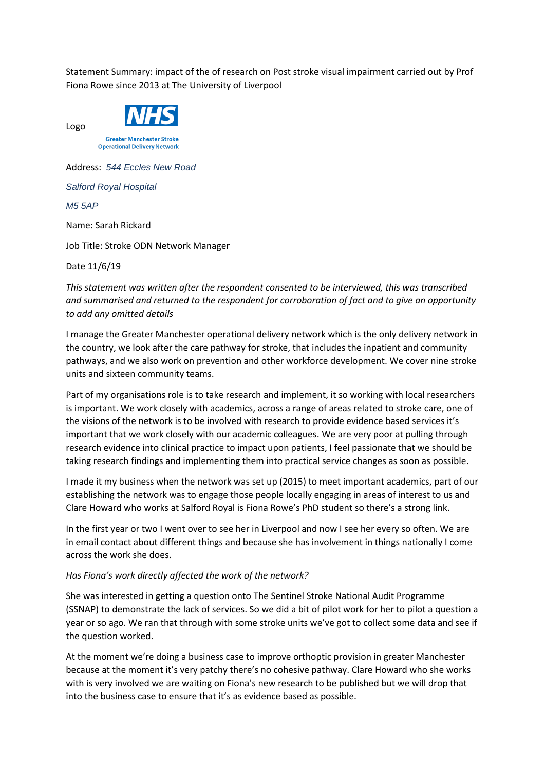Statement Summary: impact of the of research on Post stroke visual impairment carried out by Prof Fiona Rowe since 2013 at The University of Liverpool

Logo

NHS
Greater Manchester Stroke
Operational Delivery Network

Address: *544 Eccles New Road*

*Salford Royal Hospital*

*M5 5AP*

Name: Sarah Rickard

Job Title: Stroke ODN Network Manager

Date 11/6/19

*This statement was written after the respondent consented to be interviewed, this was transcribed and summarised and returned to the respondent for corroboration of fact and to give an opportunity to add any omitted details*

I manage the Greater Manchester operational delivery network which is the only delivery network in the country, we look after the care pathway for stroke, that includes the inpatient and community pathways, and we also work on prevention and other workforce development. We cover nine stroke units and sixteen community teams.

Part of my organisations role is to take research and implement, it so working with local researchers is important. We work closely with academics, across a range of areas related to stroke care, one of the visions of the network is to be involved with research to provide evidence based services it's important that we work closely with our academic colleagues. We are very poor at pulling through research evidence into clinical practice to impact upon patients, I feel passionate that we should be taking research findings and implementing them into practical service changes as soon as possible.

I made it my business when the network was set up (2015) to meet important academics, part of our establishing the network was to engage those people locally engaging in areas of interest to us and Clare Howard who works at Salford Royal is Fiona Rowe's PhD student so there's a strong link.

In the first year or two I went over to see her in Liverpool and now I see her every so often. We are in email contact about different things and because she has involvement in things nationally I come across the work she does.

*Has Fiona's work directly affected the work of the network?*

She was interested in getting a question onto The Sentinel Stroke National Audit Programme (SSNAP) to demonstrate the lack of services. So we did a bit of pilot work for her to pilot a question a year or so ago. We ran that through with some stroke units we've got to collect some data and see if the question worked.

At the moment we're doing a business case to improve orthoptic provision in greater Manchester because at the moment it's very patchy there's no cohesive pathway. Clare Howard who she works with is very involved we are waiting on Fiona's new research to be published but we will drop that into the business case to ensure that it's as evidence based as possible.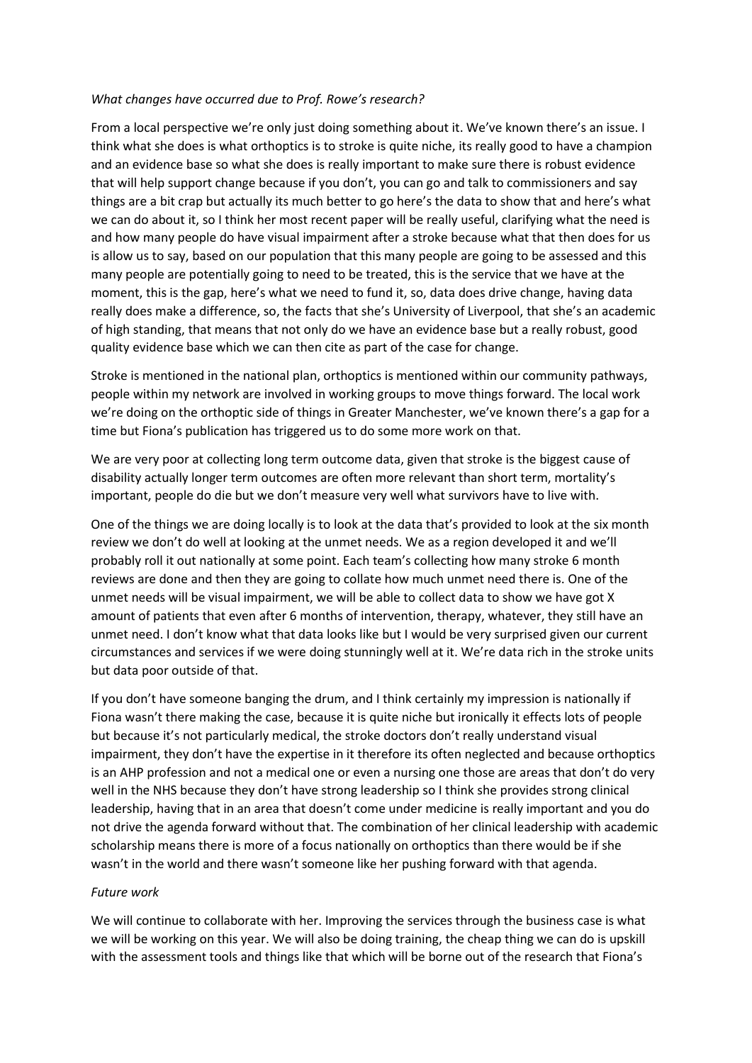*What changes have occurred due to Prof. Rowe's research?*

From a local perspective we're only just doing something about it. We've known there's an issue. I think what she does is what orthoptics is to stroke is quite niche, its really good to have a champion and an evidence base so what she does is really important to make sure there is robust evidence that will help support change because if you don't, you can go and talk to commissioners and say things are a bit crap but actually its much better to go here's the data to show that and here's what we can do about it, so I think her most recent paper will be really useful, clarifying what the need is and how many people do have visual impairment after a stroke because what that then does for us is allow us to say, based on our population that this many people are going to be assessed and this many people are potentially going to need to be treated, this is the service that we have at the moment, this is the gap, here's what we need to fund it, so, data does drive change, having data really does make a difference, so, the facts that she's University of Liverpool, that she's an academic of high standing, that means that not only do we have an evidence base but a really robust, good quality evidence base which we can then cite as part of the case for change.

Stroke is mentioned in the national plan, orthoptics is mentioned within our community pathways, people within my network are involved in working groups to move things forward. The local work we're doing on the orthoptic side of things in Greater Manchester, we've known there's a gap for a time but Fiona's publication has triggered us to do some more work on that.

We are very poor at collecting long term outcome data, given that stroke is the biggest cause of disability actually longer term outcomes are often more relevant than short term, mortality's important, people do die but we don't measure very well what survivors have to live with.

One of the things we are doing locally is to look at the data that's provided to look at the six month review we don't do well at looking at the unmet needs. We as a region developed it and we'll probably roll it out nationally at some point. Each team's collecting how many stroke 6 month reviews are done and then they are going to collate how much unmet need there is. One of the unmet needs will be visual impairment, we will be able to collect data to show we have got X amount of patients that even after 6 months of intervention, therapy, whatever, they still have an unmet need. I don't know what that data looks like but I would be very surprised given our current circumstances and services if we were doing stunningly well at it. We're data rich in the stroke units but data poor outside of that.

If you don't have someone banging the drum, and I think certainly my impression is nationally if Fiona wasn't there making the case, because it is quite niche but ironically it effects lots of people but because it's not particularly medical, the stroke doctors don't really understand visual impairment, they don't have the expertise in it therefore its often neglected and because orthoptics is an AHP profession and not a medical one or even a nursing one those are areas that don't do very well in the NHS because they don't have strong leadership so I think she provides strong clinical leadership, having that in an area that doesn't come under medicine is really important and you do not drive the agenda forward without that. The combination of her clinical leadership with academic scholarship means there is more of a focus nationally on orthoptics than there would be if she wasn't in the world and there wasn't someone like her pushing forward with that agenda.

*Future work*

We will continue to collaborate with her. Improving the services through the business case is what we will be working on this year. We will also be doing training, the cheap thing we can do is upskill with the assessment tools and things like that which will be borne out of the research that Fiona's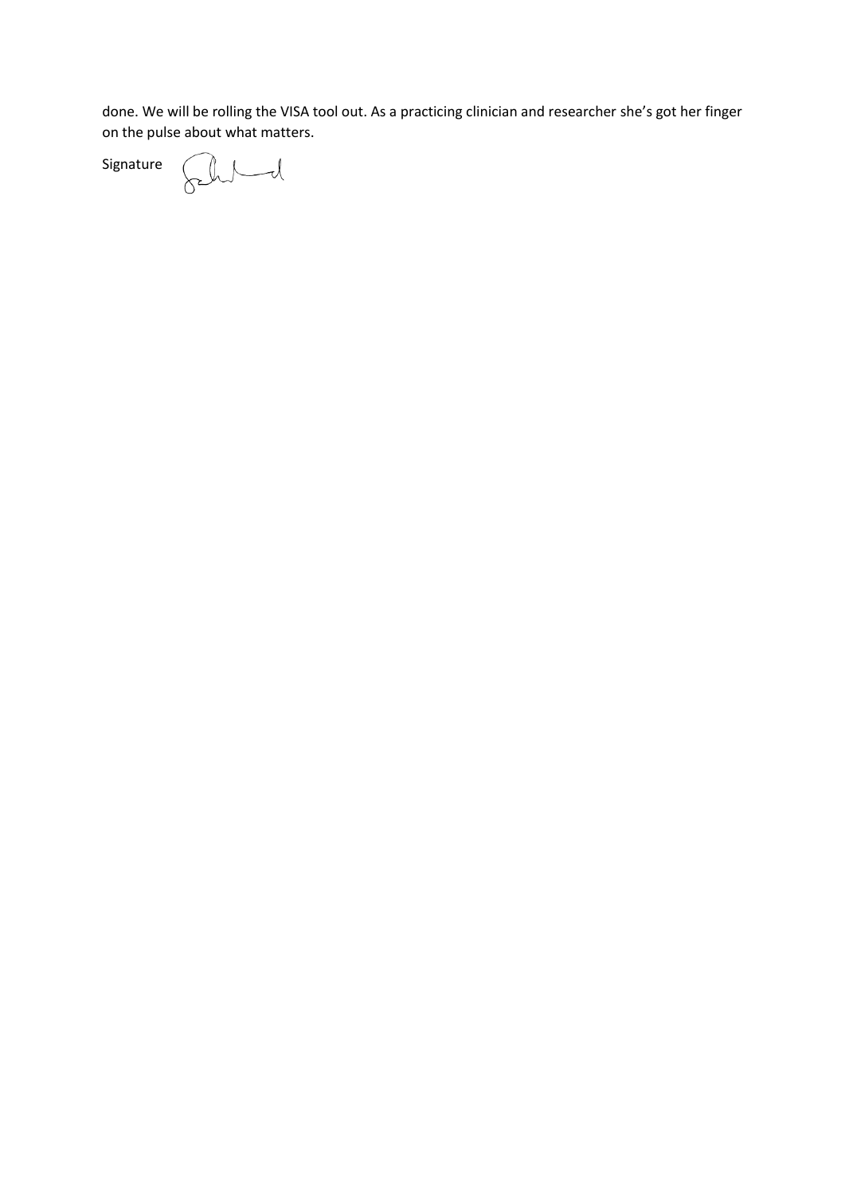done. We will be rolling the VISA tool out. As a practicing clinician and researcher she's got her finger on the pulse about what matters.

Signature